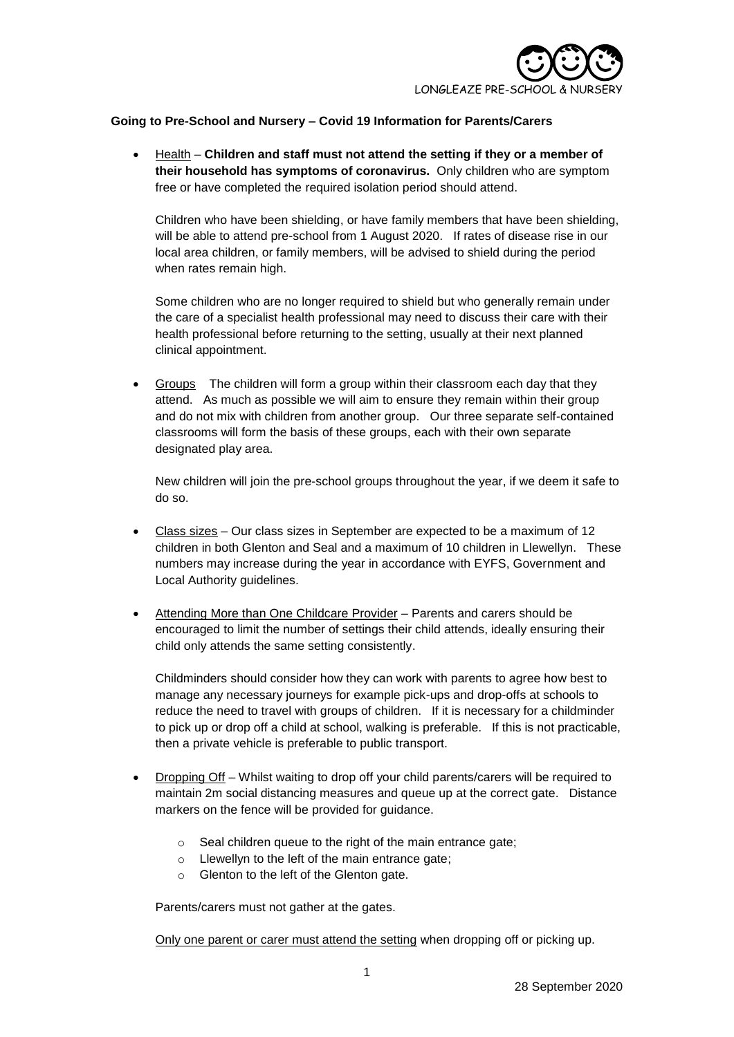LONGLEAZE PRE-SCHOOL & NURSERY

**Going to Pre-School and Nursery – Covid 19 Information for Parents/Carers**

- Health – **Children and staff must not attend the setting if they or a member of their household has symptoms of coronavirus.** Only children who are symptom free or have completed the required isolation period should attend.

  Children who have been shielding, or have family members that have been shielding, will be able to attend pre-school from 1 August 2020. If rates of disease rise in our local area children, or family members, will be advised to shield during the period when rates remain high.

  Some children who are no longer required to shield but who generally remain under the care of a specialist health professional may need to discuss their care with their health professional before returning to the setting, usually at their next planned clinical appointment.

- Groups The children will form a group within their classroom each day that they attend. As much as possible we will aim to ensure they remain within their group and do not mix with children from another group. Our three separate self-contained classrooms will form the basis of these groups, each with their own separate designated play area.

  New children will join the pre-school groups throughout the year, if we deem it safe to do so.

- Class sizes – Our class sizes in September are expected to be a maximum of 12 children in both Glenton and Seal and a maximum of 10 children in Llewellyn. These numbers may increase during the year in accordance with EYFS, Government and Local Authority guidelines.

- Attending More than One Childcare Provider – Parents and carers should be encouraged to limit the number of settings their child attends, ideally ensuring their child only attends the same setting consistently.

  Childminders should consider how they can work with parents to agree how best to manage any necessary journeys for example pick-ups and drop-offs at schools to reduce the need to travel with groups of children. If it is necessary for a childminder to pick up or drop off a child at school, walking is preferable. If this is not practicable, then a private vehicle is preferable to public transport.

- Dropping Off – Whilst waiting to drop off your child parents/carers will be required to maintain 2m social distancing measures and queue up at the correct gate. Distance markers on the fence will be provided for guidance.

  - Seal children queue to the right of the main entrance gate;
  - Llewellyn to the left of the main entrance gate;
  - Glenton to the left of the Glenton gate.

  Parents/carers must not gather at the gates.

  Only one parent or carer must attend the setting when dropping off or picking up.

28 September 2020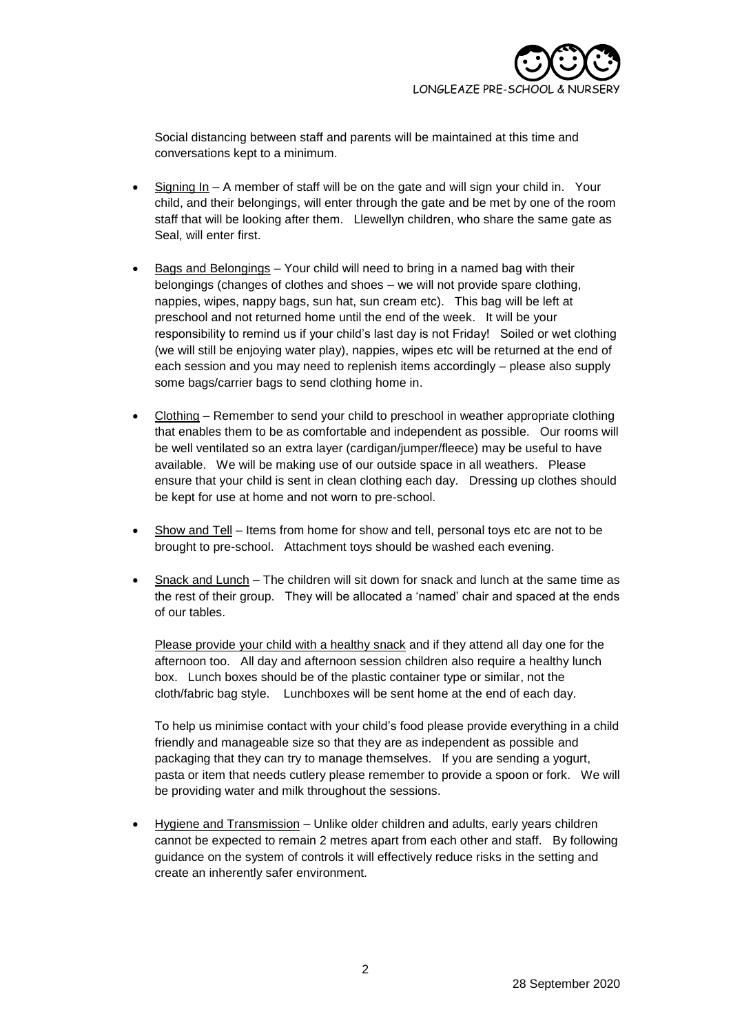Social distancing between staff and parents will be maintained at this time and conversations kept to a minimum.

- Signing In – A member of staff will be on the gate and will sign your child in. Your child, and their belongings, will enter through the gate and be met by one of the room staff that will be looking after them. Llewellyn children, who share the same gate as Seal, will enter first.

- Bags and Belongings – Your child will need to bring in a named bag with their belongings (changes of clothes and shoes – we will not provide spare clothing, nappies, wipes, nappy bags, sun hat, sun cream etc). This bag will be left at preschool and not returned home until the end of the week. It will be your responsibility to remind us if your child's last day is not Friday! Soiled or wet clothing (we will still be enjoying water play), nappies, wipes etc will be returned at the end of each session and you may need to replenish items accordingly – please also supply some bags/carrier bags to send clothing home in.

- Clothing – Remember to send your child to preschool in weather appropriate clothing that enables them to be as comfortable and independent as possible. Our rooms will be well ventilated so an extra layer (cardigan/jumper/fleece) may be useful to have available. We will be making use of our outside space in all weathers. Please ensure that your child is sent in clean clothing each day. Dressing up clothes should be kept for use at home and not worn to pre-school.

- Show and Tell – Items from home for show and tell, personal toys etc are not to be brought to pre-school. Attachment toys should be washed each evening.

- Snack and Lunch – The children will sit down for snack and lunch at the same time as the rest of their group. They will be allocated a 'named' chair and spaced at the ends of our tables.

  Please provide your child with a healthy snack and if they attend all day one for the afternoon too. All day and afternoon session children also require a healthy lunch box. Lunch boxes should be of the plastic container type or similar, not the cloth/fabric bag style. Lunchboxes will be sent home at the end of each day.

  To help us minimise contact with your child's food please provide everything in a child friendly and manageable size so that they are as independent as possible and packaging that they can try to manage themselves. If you are sending a yogurt, pasta or item that needs cutlery please remember to provide a spoon or fork. We will be providing water and milk throughout the sessions.

- Hygiene and Transmission – Unlike older children and adults, early years children cannot be expected to remain 2 metres apart from each other and staff. By following guidance on the system of controls it will effectively reduce risks in the setting and create an inherently safer environment.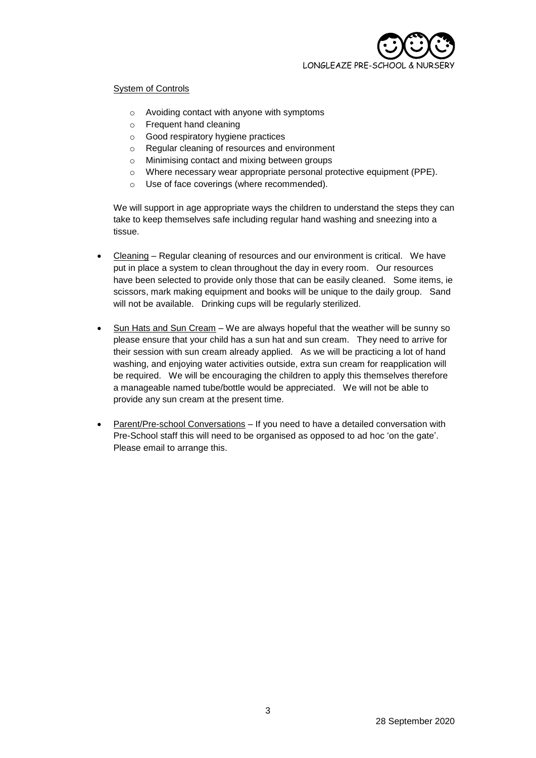System of Controls

- Avoiding contact with anyone with symptoms
- Frequent hand cleaning
- Good respiratory hygiene practices
- Regular cleaning of resources and environment
- Minimising contact and mixing between groups
- Where necessary wear appropriate personal protective equipment (PPE).
- Use of face coverings (where recommended).

We will support in age appropriate ways the children to understand the steps they can take to keep themselves safe including regular hand washing and sneezing into a tissue.

- Cleaning – Regular cleaning of resources and our environment is critical. We have put in place a system to clean throughout the day in every room. Our resources have been selected to provide only those that can be easily cleaned. Some items, ie scissors, mark making equipment and books will be unique to the daily group. Sand will not be available. Drinking cups will be regularly sterilized.

- Sun Hats and Sun Cream – We are always hopeful that the weather will be sunny so please ensure that your child has a sun hat and sun cream. They need to arrive for their session with sun cream already applied. As we will be practicing a lot of hand washing, and enjoying water activities outside, extra sun cream for reapplication will be required. We will be encouraging the children to apply this themselves therefore a manageable named tube/bottle would be appreciated. We will not be able to provide any sun cream at the present time.

- Parent/Pre-school Conversations – If you need to have a detailed conversation with Pre-School staff this will need to be organised as opposed to ad hoc 'on the gate'. Please email to arrange this.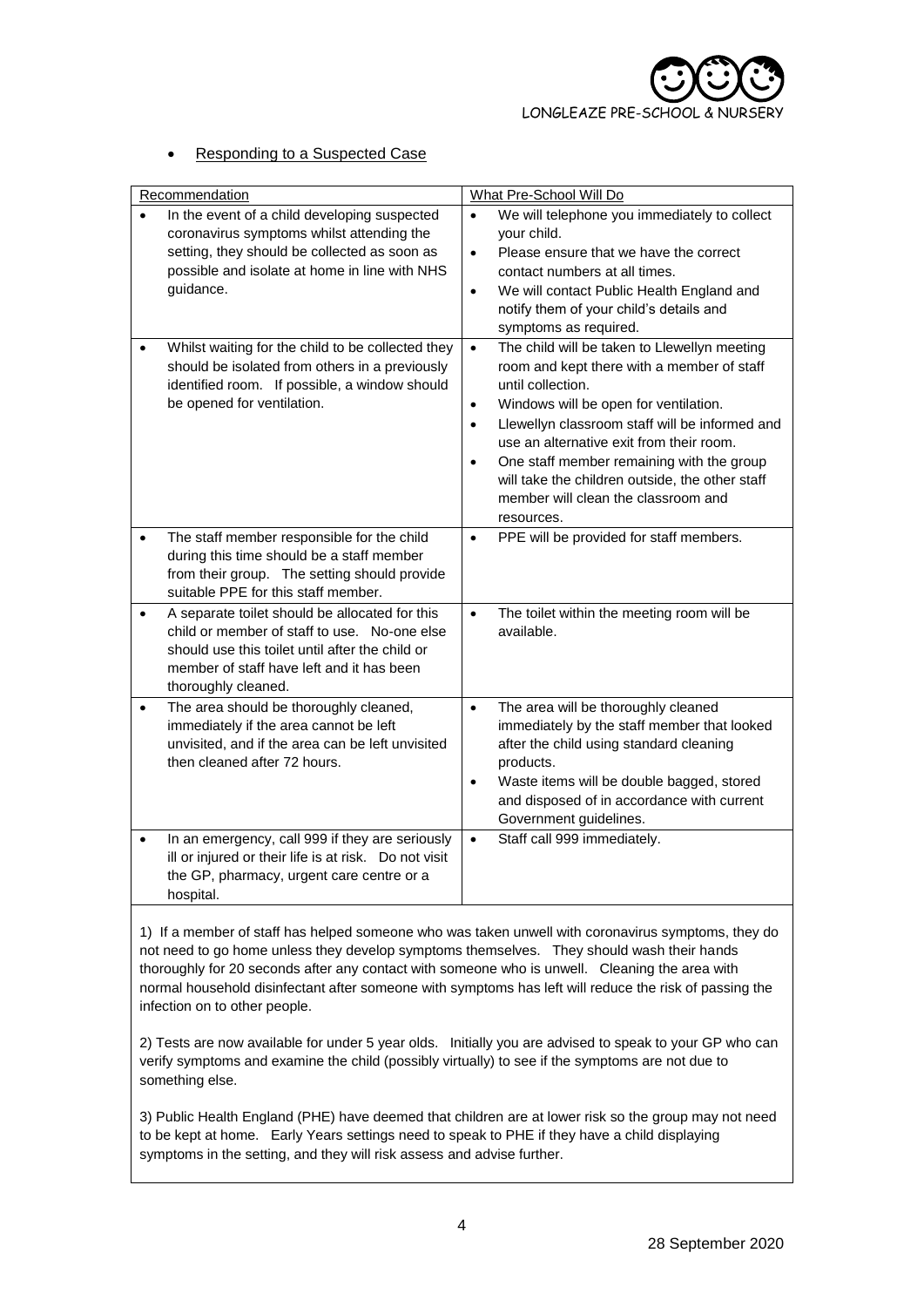- <u>Responding to a Suspected Case</u>

| Recommendation | What Pre-School Will Do |
|---|---|
| • In the event of a child developing suspected coronavirus symptoms whilst attending the setting, they should be collected as soon as possible and isolate at home in line with NHS guidance. | • We will telephone you immediately to collect your child.<br>• Please ensure that we have the correct contact numbers at all times.<br>• We will contact Public Health England and notify them of your child's details and symptoms as required. |
| • Whilst waiting for the child to be collected they should be isolated from others in a previously identified room. If possible, a window should be opened for ventilation. | • The child will be taken to Llewellyn meeting room and kept there with a member of staff until collection.<br>• Windows will be open for ventilation.<br>• Llewellyn classroom staff will be informed and use an alternative exit from their room.<br>• One staff member remaining with the group will take the children outside, the other staff member will clean the classroom and resources. |
| • The staff member responsible for the child during this time should be a staff member from their group. The setting should provide suitable PPE for this staff member. | • PPE will be provided for staff members. |
| • A separate toilet should be allocated for this child or member of staff to use. No-one else should use this toilet until after the child or member of staff have left and it has been thoroughly cleaned. | • The toilet within the meeting room will be available. |
| • The area should be thoroughly cleaned, immediately if the area cannot be left unvisited, and if the area can be left unvisited then cleaned after 72 hours. | • The area will be thoroughly cleaned immediately by the staff member that looked after the child using standard cleaning products.<br>• Waste items will be double bagged, stored and disposed of in accordance with current Government guidelines. |
| • In an emergency, call 999 if they are seriously ill or injured or their life is at risk. Do not visit the GP, pharmacy, urgent care centre or a hospital. | • Staff call 999 immediately. |

1) If a member of staff has helped someone who was taken unwell with coronavirus symptoms, they do not need to go home unless they develop symptoms themselves. They should wash their hands thoroughly for 20 seconds after any contact with someone who is unwell. Cleaning the area with normal household disinfectant after someone with symptoms has left will reduce the risk of passing the infection on to other people.

2) Tests are now available for under 5 year olds. Initially you are advised to speak to your GP who can verify symptoms and examine the child (possibly virtually) to see if the symptoms are not due to something else.

3) Public Health England (PHE) have deemed that children are at lower risk so the group may not need to be kept at home. Early Years settings need to speak to PHE if they have a child displaying symptoms in the setting, and they will risk assess and advise further.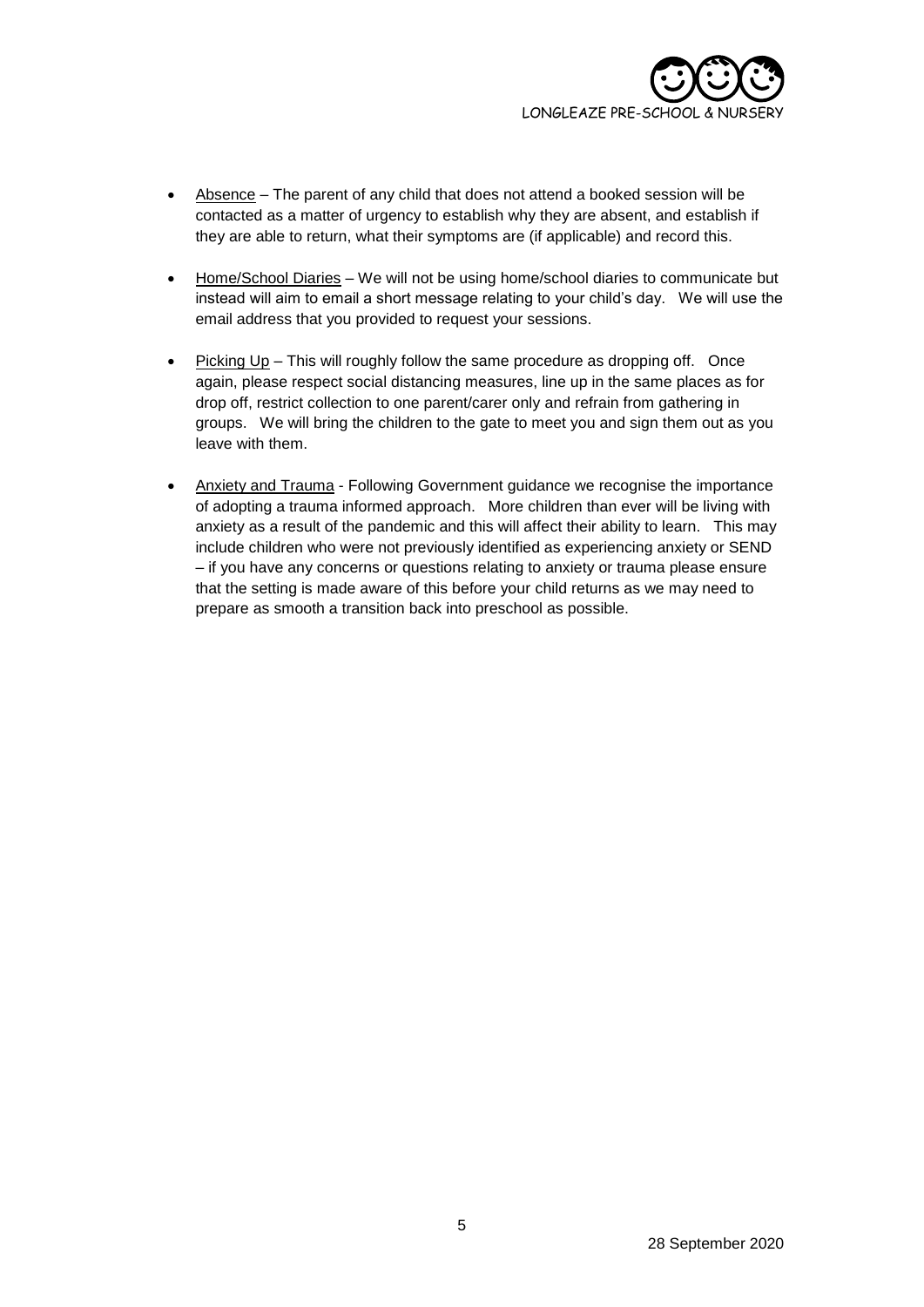- Absence – The parent of any child that does not attend a booked session will be contacted as a matter of urgency to establish why they are absent, and establish if they are able to return, what their symptoms are (if applicable) and record this.

- Home/School Diaries – We will not be using home/school diaries to communicate but instead will aim to email a short message relating to your child's day. We will use the email address that you provided to request your sessions.

- Picking Up – This will roughly follow the same procedure as dropping off. Once again, please respect social distancing measures, line up in the same places as for drop off, restrict collection to one parent/carer only and refrain from gathering in groups. We will bring the children to the gate to meet you and sign them out as you leave with them.

- Anxiety and Trauma - Following Government guidance we recognise the importance of adopting a trauma informed approach. More children than ever will be living with anxiety as a result of the pandemic and this will affect their ability to learn. This may include children who were not previously identified as experiencing anxiety or SEND – if you have any concerns or questions relating to anxiety or trauma please ensure that the setting is made aware of this before your child returns as we may need to prepare as smooth a transition back into preschool as possible.